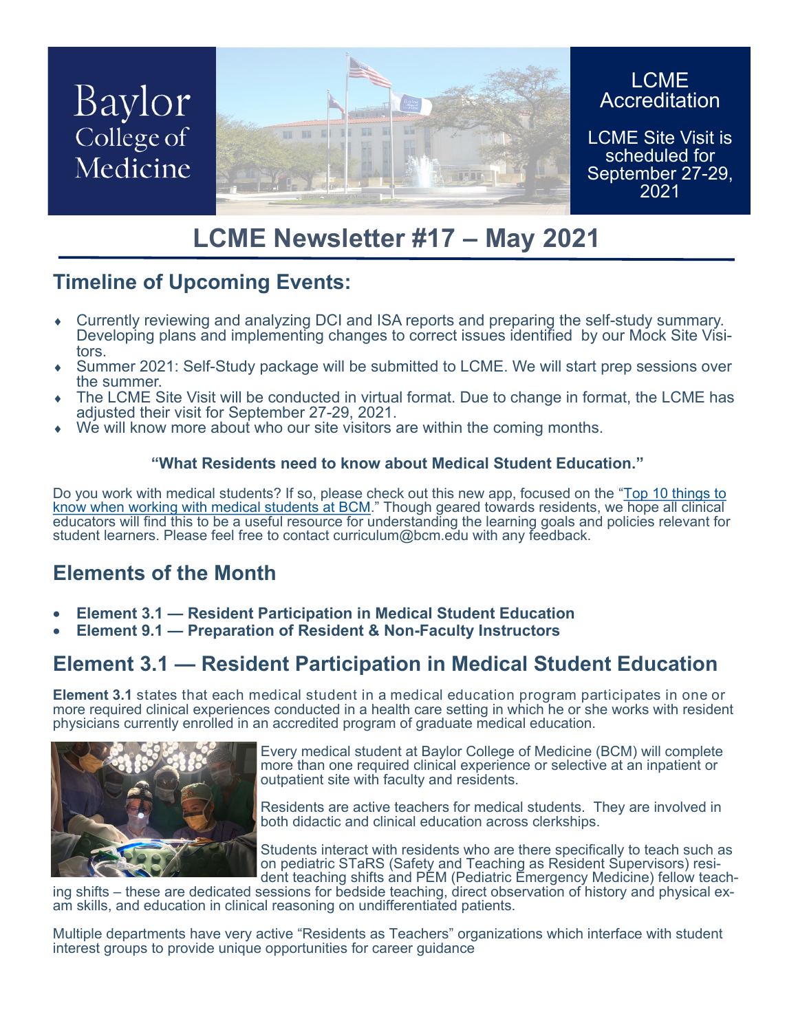Baylor College of Medicine

LCME Accreditation

LCME Site Visit is scheduled for September 27-29, 2021

# LCME Newsletter #17 – May 2021

## Timeline of Upcoming Events:

- Currently reviewing and analyzing DCI and ISA reports and preparing the self-study summary. Developing plans and implementing changes to correct issues identified by our Mock Site Visitors.
- Summer 2021: Self-Study package will be submitted to LCME. We will start prep sessions over the summer.
- The LCME Site Visit will be conducted in virtual format. Due to change in format, the LCME has adjusted their visit for September 27-29, 2021.
- We will know more about who our site visitors are within the coming months.

**"What Residents need to know about Medical Student Education."**

Do you work with medical students? If so, please check out this new app, focused on the "Top 10 things to know when working with medical students at BCM." Though geared towards residents, we hope all clinical educators will find this to be a useful resource for understanding the learning goals and policies relevant for student learners. Please feel free to contact curriculum@bcm.edu with any feedback.

## Elements of the Month

- **Element 3.1 — Resident Participation in Medical Student Education**
- **Element 9.1 — Preparation of Resident & Non-Faculty Instructors**

## Element 3.1 — Resident Participation in Medical Student Education

**Element 3.1** states that each medical student in a medical education program participates in one or more required clinical experiences conducted in a health care setting in which he or she works with resident physicians currently enrolled in an accredited program of graduate medical education.

Every medical student at Baylor College of Medicine (BCM) will complete more than one required clinical experience or selective at an inpatient or outpatient site with faculty and residents.

Residents are active teachers for medical students. They are involved in both didactic and clinical education across clerkships.

Students interact with residents who are there specifically to teach such as on pediatric STaRS (Safety and Teaching as Resident Supervisors) resident teaching shifts and PEM (Pediatric Emergency Medicine) fellow teaching shifts – these are dedicated sessions for bedside teaching, direct observation of history and physical exam skills, and education in clinical reasoning on undifferentiated patients.

Multiple departments have very active "Residents as Teachers" organizations which interface with student interest groups to provide unique opportunities for career guidance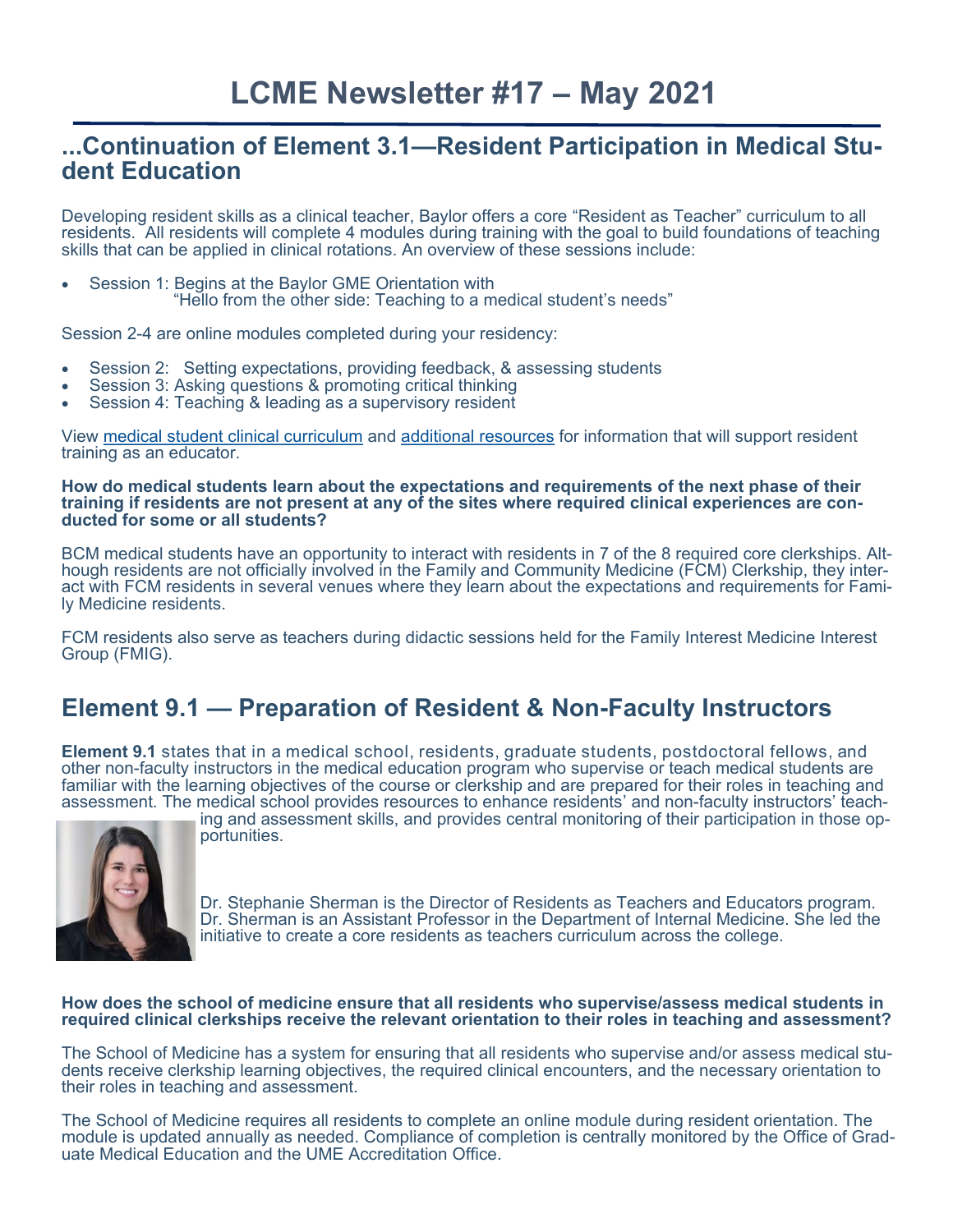# LCME Newsletter #17 – May 2021

## ...Continuation of Element 3.1—Resident Participation in Medical Student Education

Developing resident skills as a clinical teacher, Baylor offers a core "Resident as Teacher" curriculum to all residents. All residents will complete 4 modules during training with the goal to build foundations of teaching skills that can be applied in clinical rotations. An overview of these sessions include:

- Session 1: Begins at the Baylor GME Orientation with "Hello from the other side: Teaching to a medical student's needs"

Session 2-4 are online modules completed during your residency:

- Session 2: Setting expectations, providing feedback, & assessing students
- Session 3: Asking questions & promoting critical thinking
- Session 4: Teaching & leading as a supervisory resident

View medical student clinical curriculum and additional resources for information that will support resident training as an educator.

**How do medical students learn about the expectations and requirements of the next phase of their training if residents are not present at any of the sites where required clinical experiences are conducted for some or all students?**

BCM medical students have an opportunity to interact with residents in 7 of the 8 required core clerkships. Although residents are not officially involved in the Family and Community Medicine (FCM) Clerkship, they interact with FCM residents in several venues where they learn about the expectations and requirements for Family Medicine residents.

FCM residents also serve as teachers during didactic sessions held for the Family Interest Medicine Interest Group (FMIG).

## Element 9.1 — Preparation of Resident & Non-Faculty Instructors

**Element 9.1** states that in a medical school, residents, graduate students, postdoctoral fellows, and other non-faculty instructors in the medical education program who supervise or teach medical students are familiar with the learning objectives of the course or clerkship and are prepared for their roles in teaching and assessment. The medical school provides resources to enhance residents' and non-faculty instructors' teaching and assessment skills, and provides central monitoring of their participation in those opportunities.

Dr. Stephanie Sherman is the Director of Residents as Teachers and Educators program. Dr. Sherman is an Assistant Professor in the Department of Internal Medicine. She led the initiative to create a core residents as teachers curriculum across the college.

**How does the school of medicine ensure that all residents who supervise/assess medical students in required clinical clerkships receive the relevant orientation to their roles in teaching and assessment?**

The School of Medicine has a system for ensuring that all residents who supervise and/or assess medical students receive clerkship learning objectives, the required clinical encounters, and the necessary orientation to their roles in teaching and assessment.

The School of Medicine requires all residents to complete an online module during resident orientation. The module is updated annually as needed. Compliance of completion is centrally monitored by the Office of Graduate Medical Education and the UME Accreditation Office.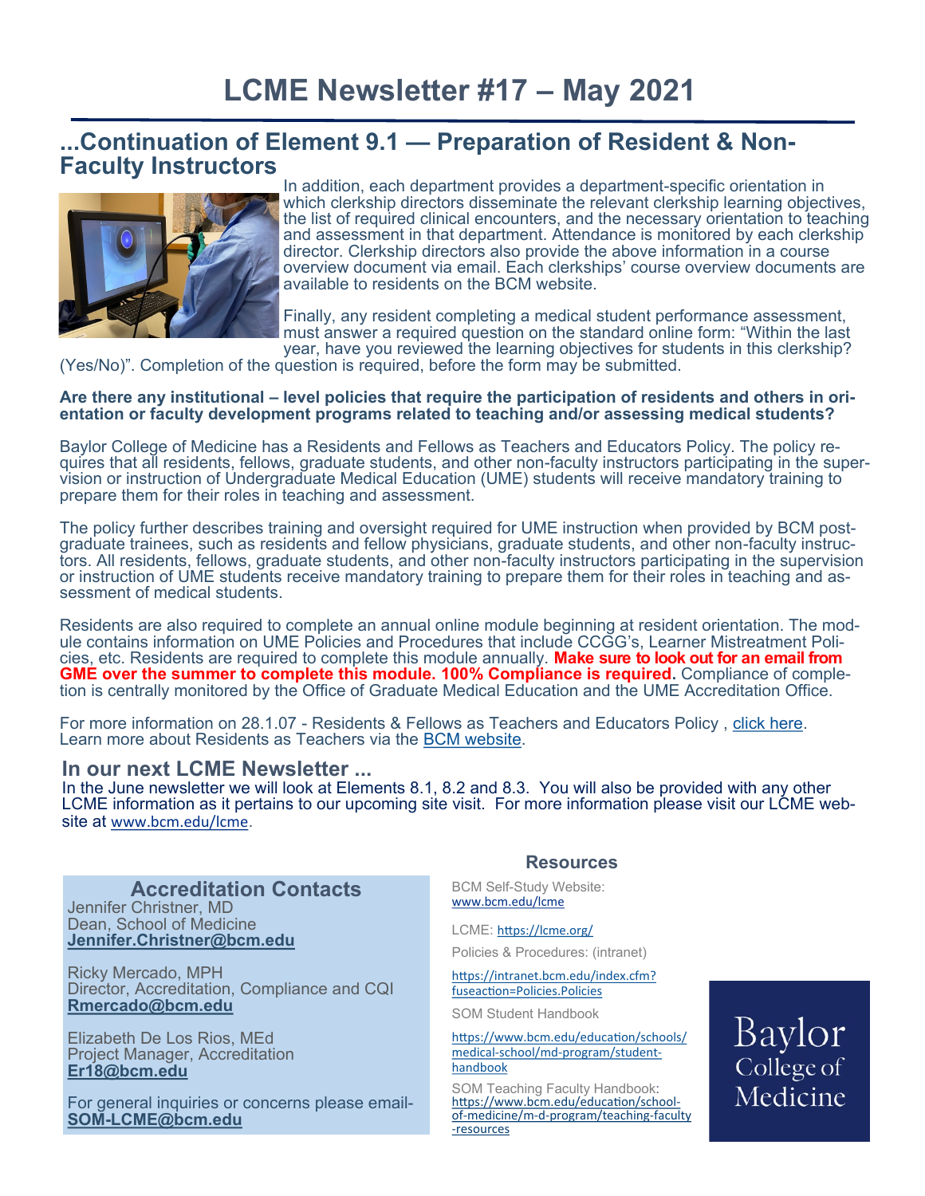# LCME Newsletter #17 – May 2021

## ...Continuation of Element 9.1 — Preparation of Resident & Non-Faculty Instructors

In addition, each department provides a department-specific orientation in which clerkship directors disseminate the relevant clerkship learning objectives, the list of required clinical encounters, and the necessary orientation to teaching and assessment in that department. Attendance is monitored by each clerkship director. Clerkship directors also provide the above information in a course overview document via email. Each clerkships' course overview documents are available to residents on the BCM website.

Finally, any resident completing a medical student performance assessment, must answer a required question on the standard online form: "Within the last year, have you reviewed the learning objectives for students in this clerkship? (Yes/No)". Completion of the question is required, before the form may be submitted.

**Are there any institutional – level policies that require the participation of residents and others in orientation or faculty development programs related to teaching and/or assessing medical students?**

Baylor College of Medicine has a Residents and Fellows as Teachers and Educators Policy. The policy requires that all residents, fellows, graduate students, and other non-faculty instructors participating in the supervision or instruction of Undergraduate Medical Education (UME) students will receive mandatory training to prepare them for their roles in teaching and assessment.

The policy further describes training and oversight required for UME instruction when provided by BCM post-graduate trainees, such as residents and fellow physicians, graduate students, and other non-faculty instructors. All residents, fellows, graduate students, and other non-faculty instructors participating in the supervision or instruction of UME students receive mandatory training to prepare them for their roles in teaching and assessment of medical students.

Residents are also required to complete an annual online module beginning at resident orientation. The module contains information on UME Policies and Procedures that include CCGG's, Learner Mistreatment Policies, etc. Residents are required to complete this module annually. **Make sure to look out for an email from GME over the summer to complete this module. 100% Compliance is required.** Compliance of completion is centrally monitored by the Office of Graduate Medical Education and the UME Accreditation Office.

For more information on 28.1.07 - Residents & Fellows as Teachers and Educators Policy , click here. Learn more about Residents as Teachers via the BCM website.

### In our next LCME Newsletter ...

In the June newsletter we will look at Elements 8.1, 8.2 and 8.3. You will also be provided with any other LCME information as it pertains to our upcoming site visit. For more information please visit our LCME website at www.bcm.edu/lcme.

### Accreditation Contacts

Jennifer Christner, MD
Dean, School of Medicine
**Jennifer.Christner@bcm.edu**

Ricky Mercado, MPH
Director, Accreditation, Compliance and CQI
**Rmercado@bcm.edu**

Elizabeth De Los Rios, MEd
Project Manager, Accreditation
**Er18@bcm.edu**

For general inquiries or concerns please email-
**SOM-LCME@bcm.edu**

### Resources

BCM Self-Study Website: www.bcm.edu/lcme

LCME: https://lcme.org/

Policies & Procedures: (intranet)

https://intranet.bcm.edu/index.cfm?fuseaction=Policies.Policies

SOM Student Handbook

https://www.bcm.edu/education/schools/medical-school/md-program/student-handbook

SOM Teaching Faculty Handbook: https://www.bcm.edu/education/school-of-medicine/m-d-program/teaching-faculty-resources

Baylor College of Medicine